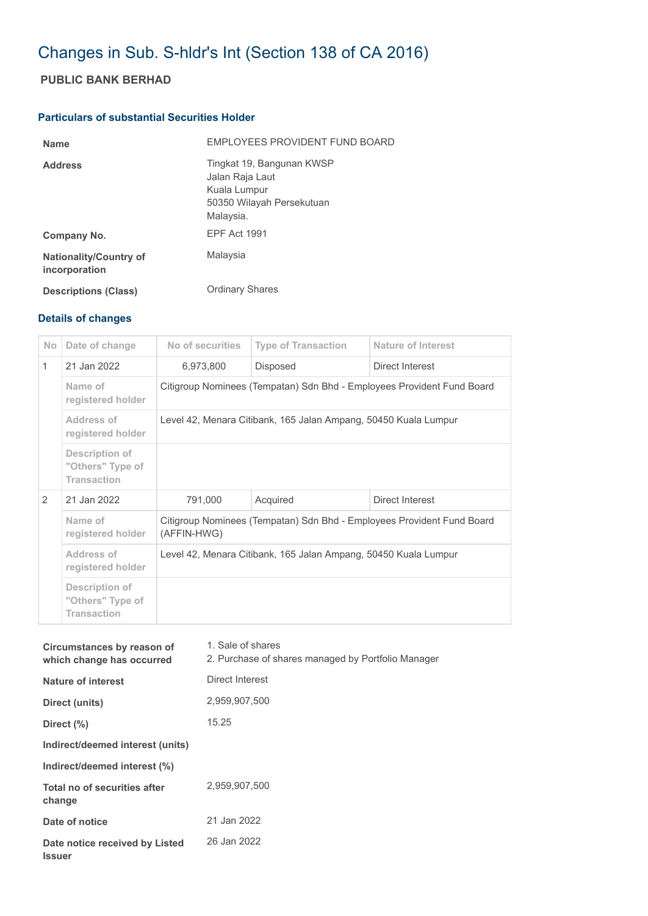# Changes in Sub. S-hldr's Int (Section 138 of CA 2016)

## PUBLIC BANK BERHAD

### Particulars of substantial Securities Holder

| | |
|---|---|
| **Name** | EMPLOYEES PROVIDENT FUND BOARD |
| **Address** | Tingkat 19, Bangunan KWSP<br>Jalan Raja Laut<br>Kuala Lumpur<br>50350 Wilayah Persekutuan<br>Malaysia. |
| **Company No.** | EPF Act 1991 |
| **Nationality/Country of incorporation** | Malaysia |
| **Descriptions (Class)** | Ordinary Shares |

### Details of changes

| No | Date of change | No of securities | Type of Transaction | Nature of Interest |
|---|---|---|---|---|
| 1 | 21 Jan 2022 | 6,973,800 | Disposed | Direct Interest |
| | Name of registered holder | Citigroup Nominees (Tempatan) Sdn Bhd - Employees Provident Fund Board | | |
| | Address of registered holder | Level 42, Menara Citibank, 165 Jalan Ampang, 50450 Kuala Lumpur | | |
| | Description of "Others" Type of Transaction | | | |
| 2 | 21 Jan 2022 | 791,000 | Acquired | Direct Interest |
| | Name of registered holder | Citigroup Nominees (Tempatan) Sdn Bhd - Employees Provident Fund Board (AFFIN-HWG) | | |
| | Address of registered holder | Level 42, Menara Citibank, 165 Jalan Ampang, 50450 Kuala Lumpur | | |
| | Description of "Others" Type of Transaction | | | |

| | |
|---|---|
| **Circumstances by reason of which change has occurred** | 1. Sale of shares<br>2. Purchase of shares managed by Portfolio Manager |
| **Nature of interest** | Direct Interest |
| **Direct (units)** | 2,959,907,500 |
| **Direct (%)** | 15.25 |
| **Indirect/deemed interest (units)** | |
| **Indirect/deemed interest (%)** | |
| **Total no of securities after change** | 2,959,907,500 |
| **Date of notice** | 21 Jan 2022 |
| **Date notice received by Listed Issuer** | 26 Jan 2022 |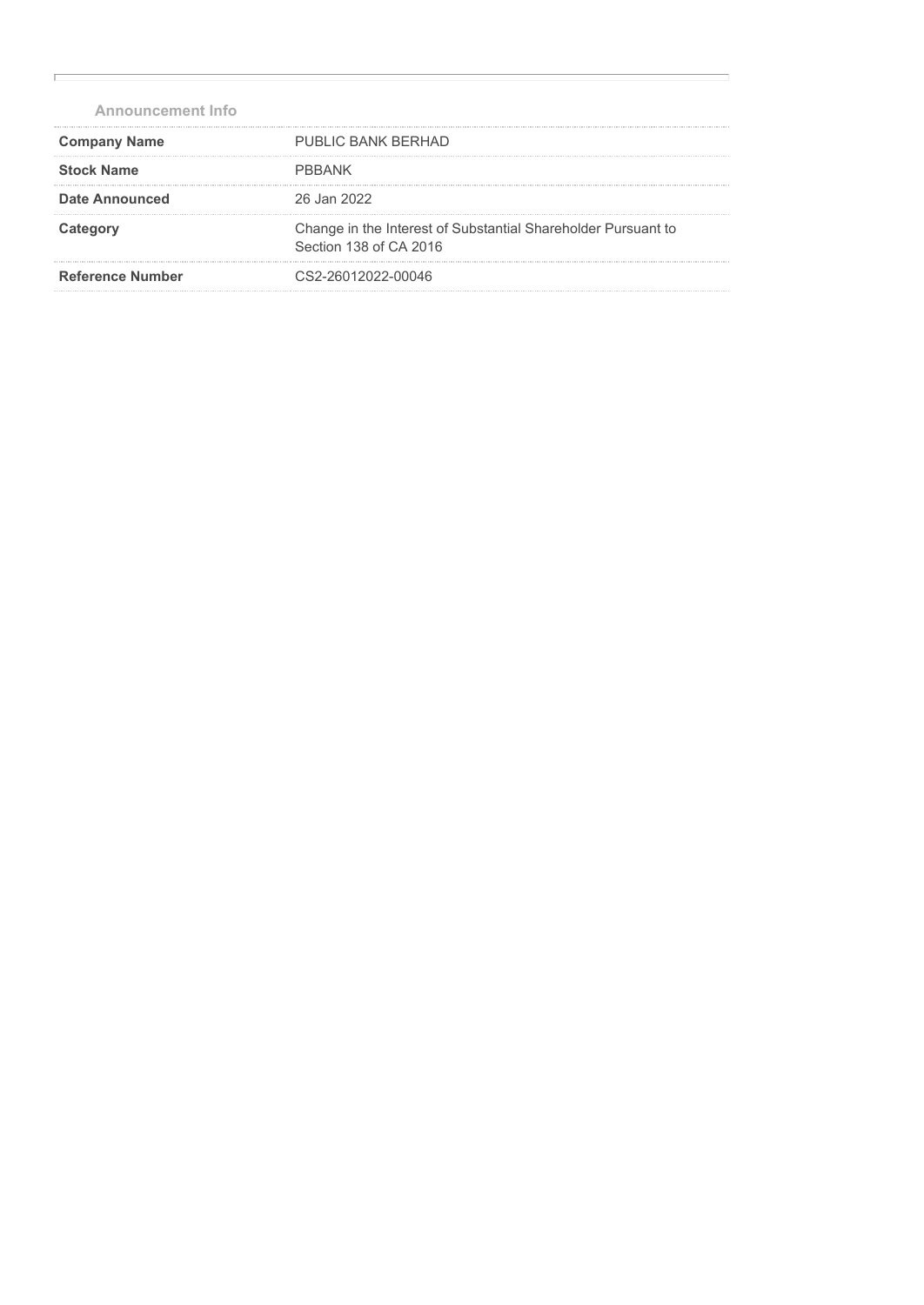### Announcement Info

| | |
|---|---|
| **Company Name** | PUBLIC BANK BERHAD |
| **Stock Name** | PBBANK |
| **Date Announced** | 26 Jan 2022 |
| **Category** | Change in the Interest of Substantial Shareholder Pursuant to Section 138 of CA 2016 |
| **Reference Number** | CS2-26012022-00046 |